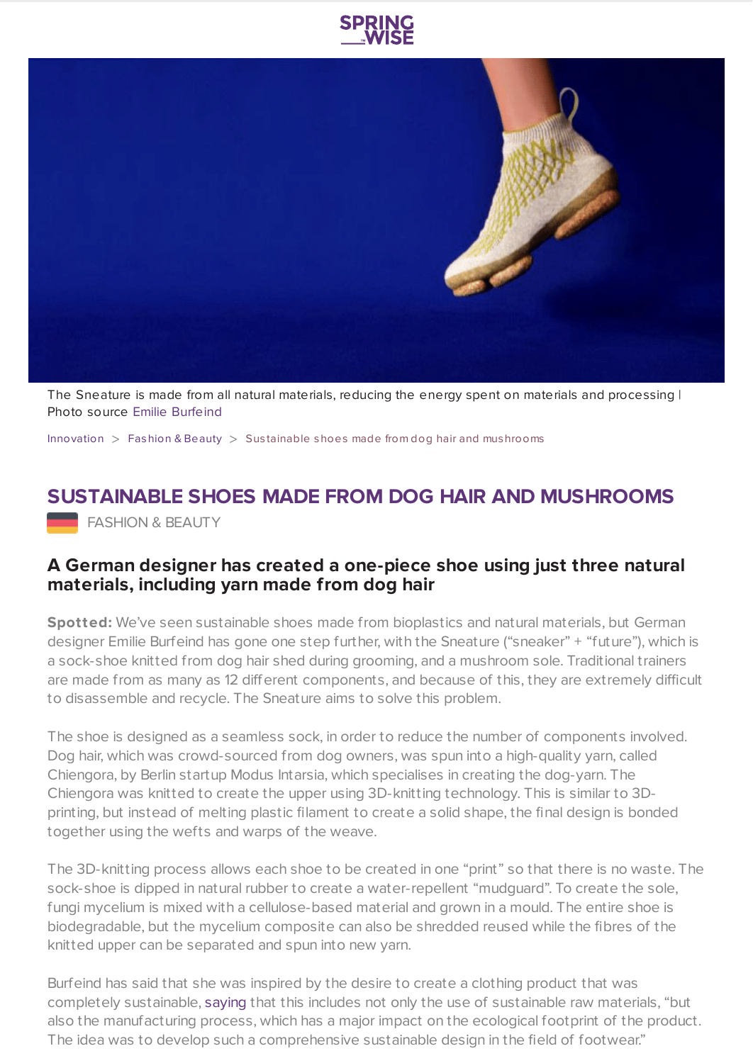The Sneature is made from all natural materials, reducing the energy spent on materials and processing | Photo source Emilie Burfeind

Innovation > Fashion & Beauty > Sustainable shoes made from dog hair and mushrooms

# SUSTAINABLE SHOES MADE FROM DOG HAIR AND MUSHROOMS

FASHION & BEAUTY

### A German designer has created a one-piece shoe using just three natural materials, including yarn made from dog hair

**Spotted:** We've seen sustainable shoes made from bioplastics and natural materials, but German designer Emilie Burfeind has gone one step further, with the Sneature ("sneaker" + "future"), which is a sock-shoe knitted from dog hair shed during grooming, and a mushroom sole. Traditional trainers are made from as many as 12 different components, and because of this, they are extremely difficult to disassemble and recycle. The Sneature aims to solve this problem.

The shoe is designed as a seamless sock, in order to reduce the number of components involved. Dog hair, which was crowd-sourced from dog owners, was spun into a high-quality yarn, called Chiengora, by Berlin startup Modus Intarsia, which specialises in creating the dog-yarn. The Chiengora was knitted to create the upper using 3D-knitting technology. This is similar to 3D-printing, but instead of melting plastic filament to create a solid shape, the final design is bonded together using the wefts and warps of the weave.

The 3D-knitting process allows each shoe to be created in one "print" so that there is no waste. The sock-shoe is dipped in natural rubber to create a water-repellent "mudguard". To create the sole, fungi mycelium is mixed with a cellulose-based material and grown in a mould. The entire shoe is biodegradable, but the mycelium composite can also be shredded reused while the fibres of the knitted upper can be separated and spun into new yarn.

Burfeind has said that she was inspired by the desire to create a clothing product that was completely sustainable, saying that this includes not only the use of sustainable raw materials, "but also the manufacturing process, which has a major impact on the ecological footprint of the product. The idea was to develop such a comprehensive sustainable design in the field of footwear."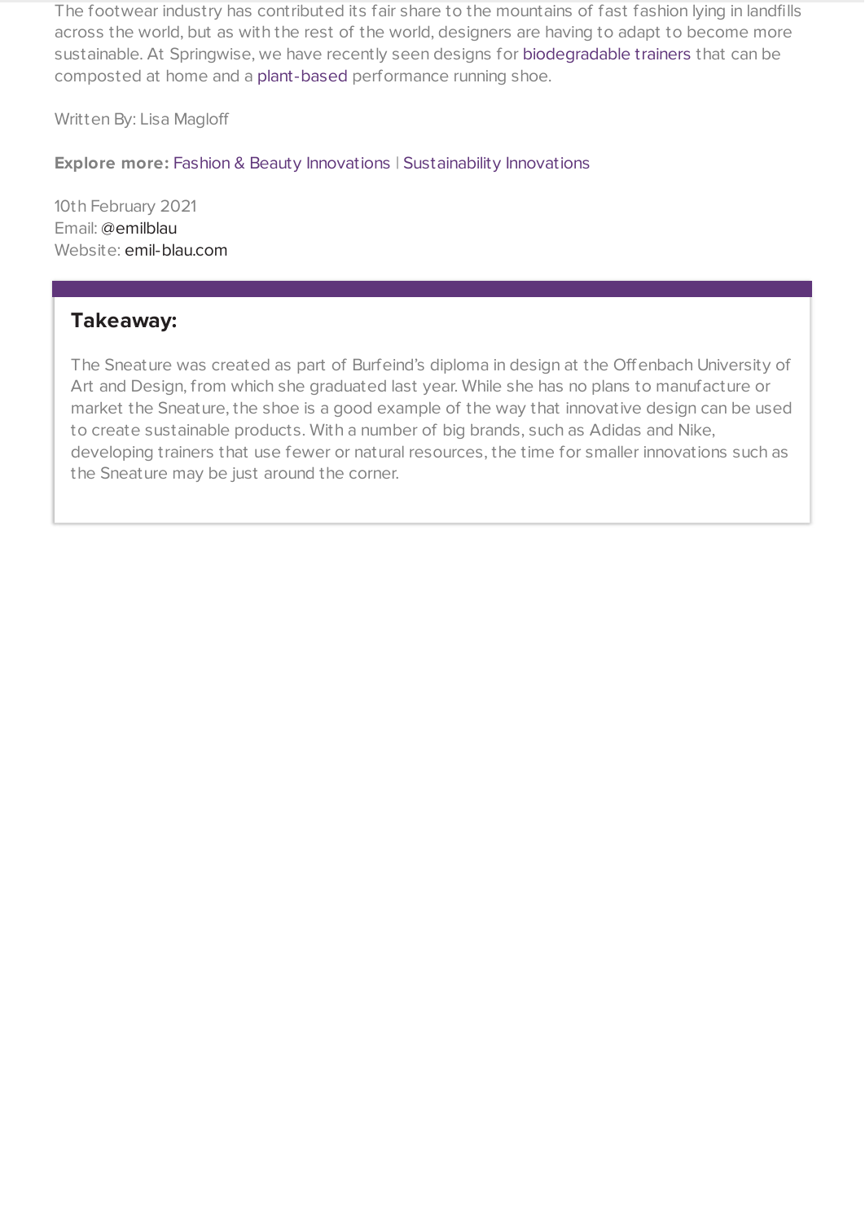The footwear industry has contributed its fair share to the mountains of fast fashion lying in landfills across the world, but as with the rest of the world, designers are having to adapt to become more sustainable. At Springwise, we have recently seen designs for biodegradable trainers that can be composted at home and a plant-based performance running shoe.

Written By: Lisa Magloff

**Explore more:** Fashion & Beauty Innovations | Sustainability Innovations

10th February 2021
Email: @emilblau
Website: emil-blau.com

## Takeaway:

The Sneature was created as part of Burfeind's diploma in design at the Offenbach University of Art and Design, from which she graduated last year. While she has no plans to manufacture or market the Sneature, the shoe is a good example of the way that innovative design can be used to create sustainable products. With a number of big brands, such as Adidas and Nike, developing trainers that use fewer or natural resources, the time for smaller innovations such as the Sneature may be just around the corner.